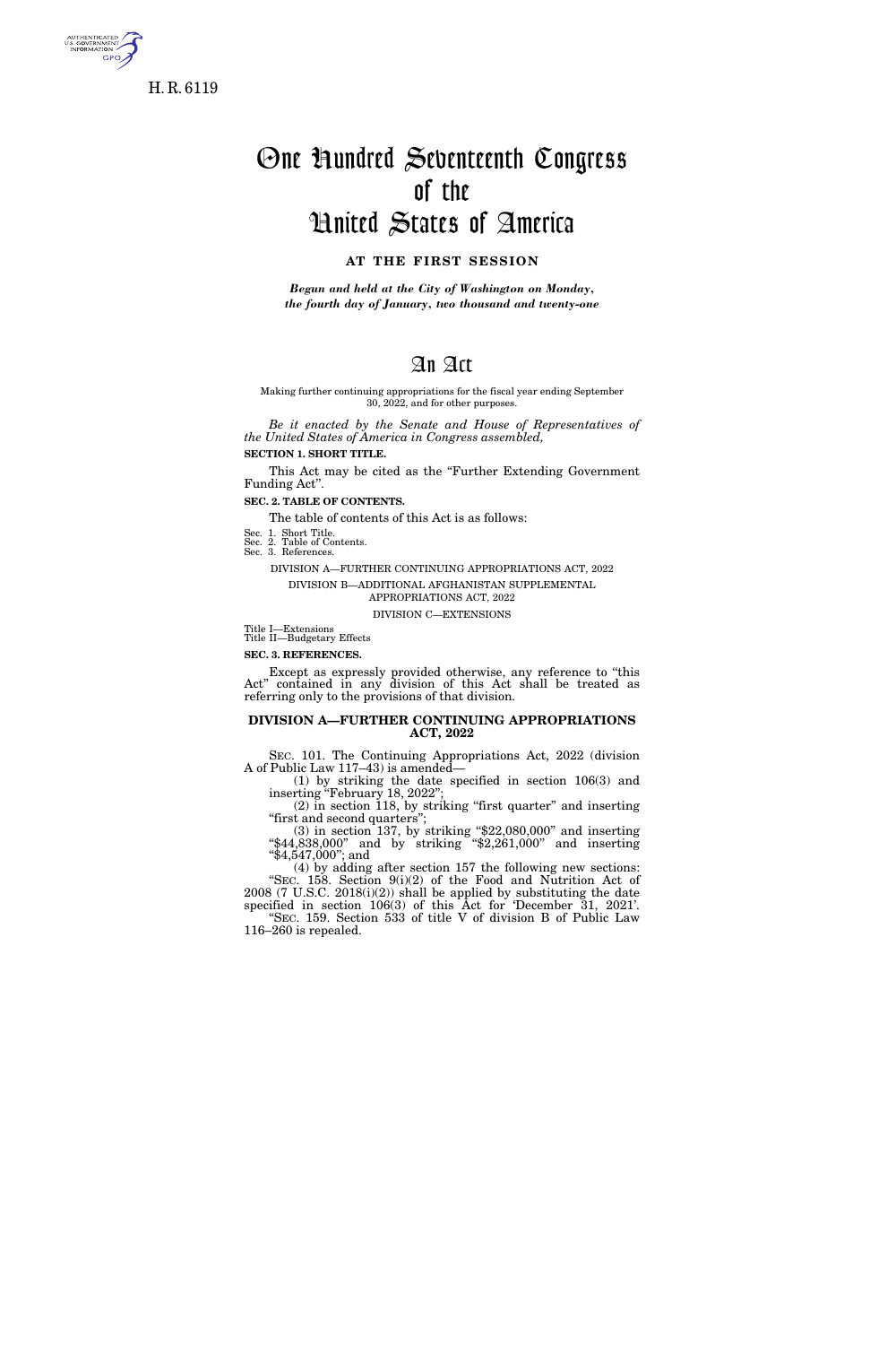H. R. 6119

# One Hundred Seventeenth Congress of the United States of America

**AT THE FIRST SESSION**

*Begun and held at the City of Washington on Monday, the fourth day of January, two thousand and twenty-one*

# An Act

Making further continuing appropriations for the fiscal year ending September 30, 2022, and for other purposes.

*Be it enacted by the Senate and House of Representatives of the United States of America in Congress assembled,*

**SECTION 1. SHORT TITLE.**

This Act may be cited as the "Further Extending Government Funding Act".

**SEC. 2. TABLE OF CONTENTS.**

The table of contents of this Act is as follows:

Sec. 1. Short Title.
Sec. 2. Table of Contents.
Sec. 3. References.

DIVISION A—FURTHER CONTINUING APPROPRIATIONS ACT, 2022

DIVISION B—ADDITIONAL AFGHANISTAN SUPPLEMENTAL APPROPRIATIONS ACT, 2022

DIVISION C—EXTENSIONS

Title I—Extensions
Title II—Budgetary Effects

**SEC. 3. REFERENCES.**

Except as expressly provided otherwise, any reference to "this Act" contained in any division of this Act shall be treated as referring only to the provisions of that division.

## DIVISION A—FURTHER CONTINUING APPROPRIATIONS ACT, 2022

SEC. 101. The Continuing Appropriations Act, 2022 (division A of Public Law 117–43) is amended—

(1) by striking the date specified in section 106(3) and inserting "February 18, 2022";

(2) in section 118, by striking "first quarter" and inserting "first and second quarters";

(3) in section 137, by striking "$22,080,000" and inserting "$44,838,000" and by striking "$2,261,000" and inserting "$4,547,000"; and

(4) by adding after section 157 the following new sections:

"SEC. 158. Section 9(i)(2) of the Food and Nutrition Act of 2008 (7 U.S.C. 2018(i)(2)) shall be applied by substituting the date specified in section 106(3) of this Act for 'December 31, 2021'.

"SEC. 159. Section 533 of title V of division B of Public Law 116–260 is repealed.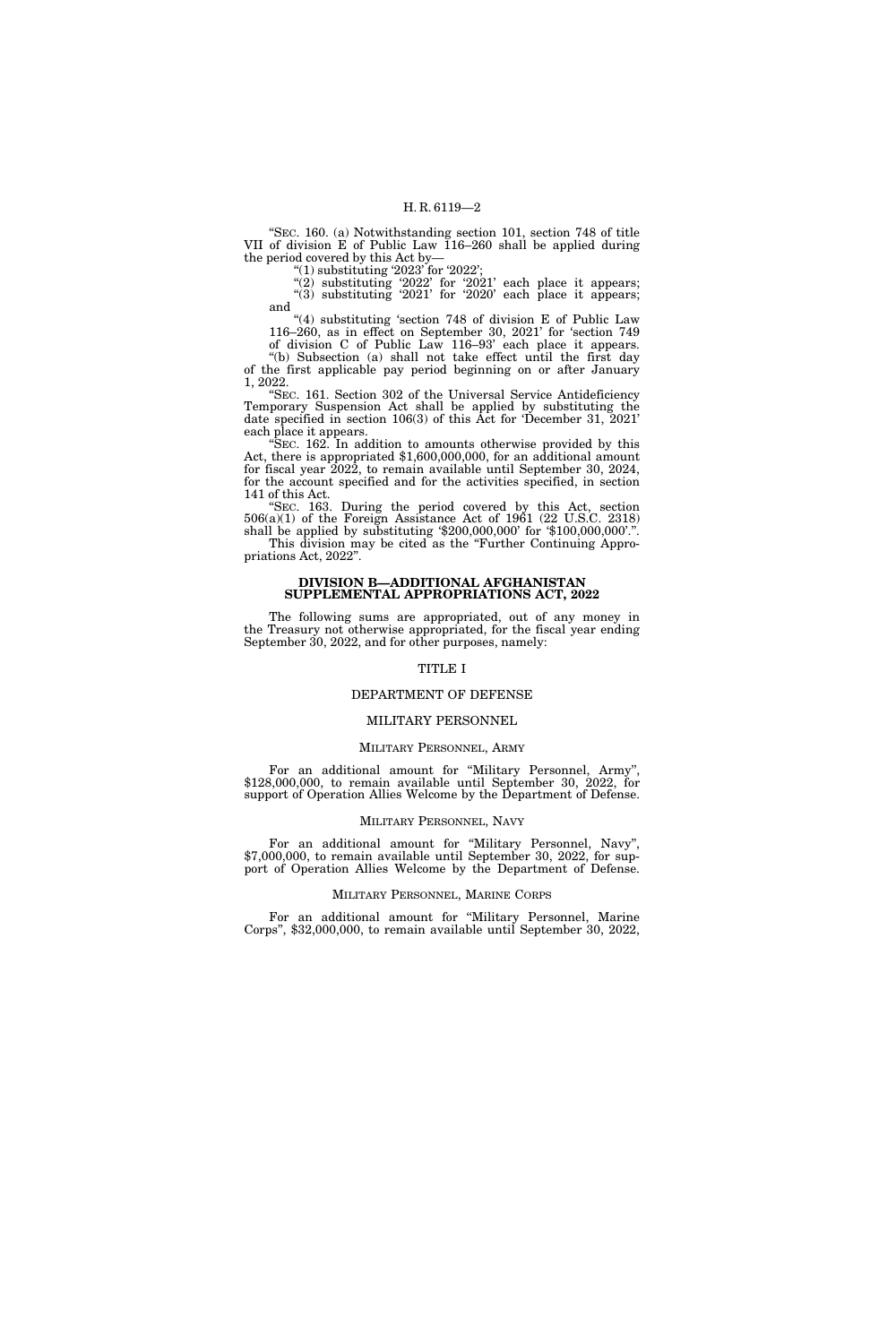"SEC. 160. (a) Notwithstanding section 101, section 748 of title VII of division E of Public Law 116–260 shall be applied during the period covered by this Act by—

"(1) substituting '2023' for '2022';

"(2) substituting '2022' for '2021' each place it appears;

"(3) substituting '2021' for '2020' each place it appears; and

"(4) substituting 'section 748 of division E of Public Law 116–260, as in effect on September 30, 2021' for 'section 749 of division C of Public Law 116–93' each place it appears.

"(b) Subsection (a) shall not take effect until the first day of the first applicable pay period beginning on or after January 1, 2022.

"SEC. 161. Section 302 of the Universal Service Antideficiency Temporary Suspension Act shall be applied by substituting the date specified in section 106(3) of this Act for 'December 31, 2021' each place it appears.

"SEC. 162. In addition to amounts otherwise provided by this Act, there is appropriated $1,600,000,000, for an additional amount for fiscal year 2022, to remain available until September 30, 2024, for the account specified and for the activities specified, in section 141 of this Act.

"SEC. 163. During the period covered by this Act, section 506(a)(1) of the Foreign Assistance Act of 1961 (22 U.S.C. 2318) shall be applied by substituting '$200,000,000' for '$100,000,000'.".

This division may be cited as the "Further Continuing Appropriations Act, 2022".

## DIVISION B—ADDITIONAL AFGHANISTAN SUPPLEMENTAL APPROPRIATIONS ACT, 2022

The following sums are appropriated, out of any money in the Treasury not otherwise appropriated, for the fiscal year ending September 30, 2022, and for other purposes, namely:

### TITLE I

### DEPARTMENT OF DEFENSE

### MILITARY PERSONNEL

#### MILITARY PERSONNEL, ARMY

For an additional amount for "Military Personnel, Army", $128,000,000, to remain available until September 30, 2022, for support of Operation Allies Welcome by the Department of Defense.

#### MILITARY PERSONNEL, NAVY

For an additional amount for "Military Personnel, Navy", $7,000,000, to remain available until September 30, 2022, for support of Operation Allies Welcome by the Department of Defense.

#### MILITARY PERSONNEL, MARINE CORPS

For an additional amount for "Military Personnel, Marine Corps", $32,000,000, to remain available until September 30, 2022,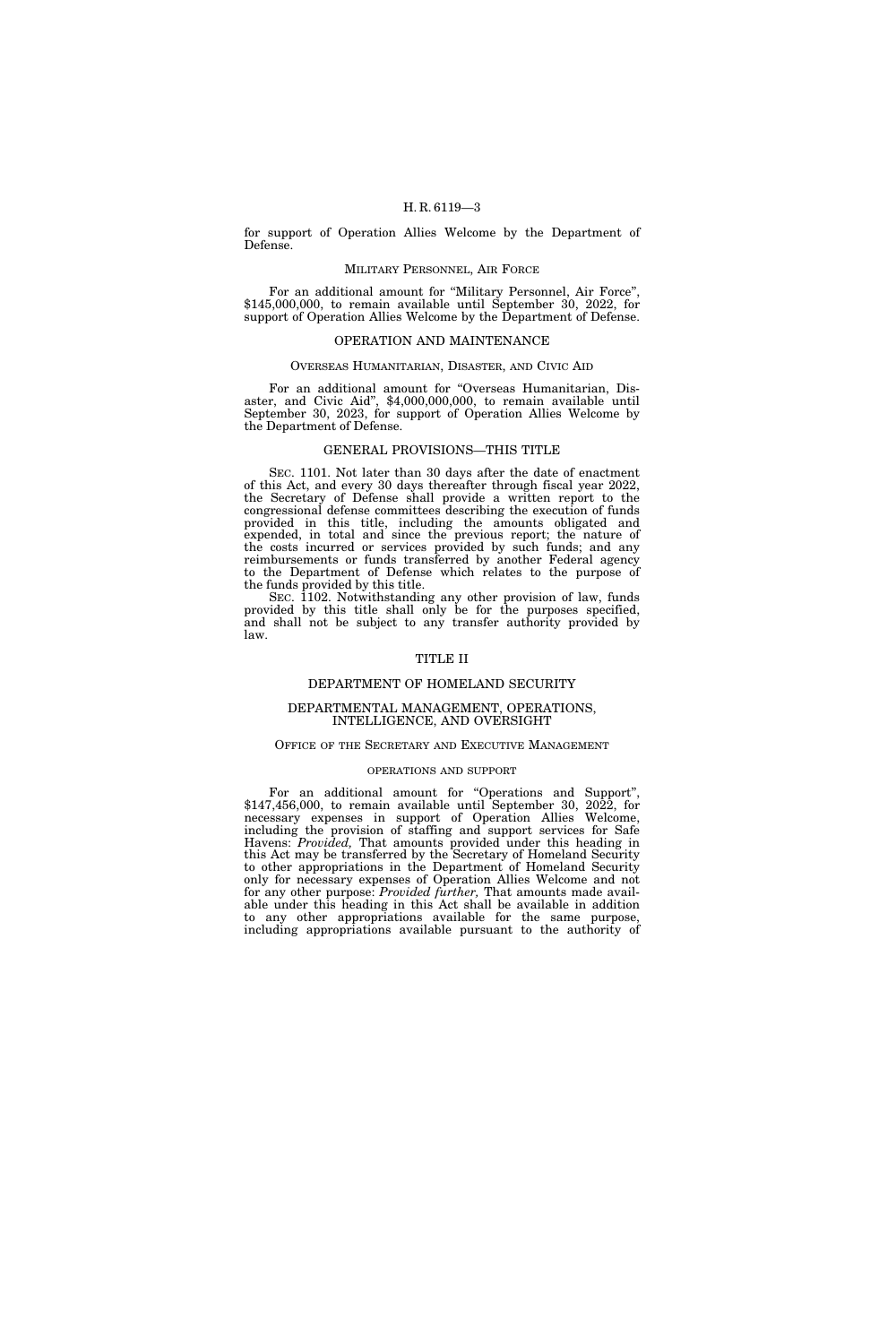for support of Operation Allies Welcome by the Department of Defense.

MILITARY PERSONNEL, AIR FORCE

For an additional amount for "Military Personnel, Air Force", $145,000,000, to remain available until September 30, 2022, for support of Operation Allies Welcome by the Department of Defense.

## OPERATION AND MAINTENANCE

OVERSEAS HUMANITARIAN, DISASTER, AND CIVIC AID

For an additional amount for "Overseas Humanitarian, Disaster, and Civic Aid", $4,000,000,000, to remain available until September 30, 2023, for support of Operation Allies Welcome by the Department of Defense.

## GENERAL PROVISIONS—THIS TITLE

SEC. 1101. Not later than 30 days after the date of enactment of this Act, and every 30 days thereafter through fiscal year 2022, the Secretary of Defense shall provide a written report to the congressional defense committees describing the execution of funds provided in this title, including the amounts obligated and expended, in total and since the previous report; the nature of the costs incurred or services provided by such funds; and any reimbursements or funds transferred by another Federal agency to the Department of Defense which relates to the purpose of the funds provided by this title.

SEC. 1102. Notwithstanding any other provision of law, funds provided by this title shall only be for the purposes specified, and shall not be subject to any transfer authority provided by law.

# TITLE II

## DEPARTMENT OF HOMELAND SECURITY

## DEPARTMENTAL MANAGEMENT, OPERATIONS, INTELLIGENCE, AND OVERSIGHT

OFFICE OF THE SECRETARY AND EXECUTIVE MANAGEMENT

OPERATIONS AND SUPPORT

For an additional amount for "Operations and Support", $147,456,000, to remain available until September 30, 2022, for necessary expenses in support of Operation Allies Welcome, including the provision of staffing and support services for Safe Havens: *Provided,* That amounts provided under this heading in this Act may be transferred by the Secretary of Homeland Security to other appropriations in the Department of Homeland Security only for necessary expenses of Operation Allies Welcome and not for any other purpose: *Provided further,* That amounts made available under this heading in this Act shall be available in addition to any other appropriations available for the same purpose, including appropriations available pursuant to the authority of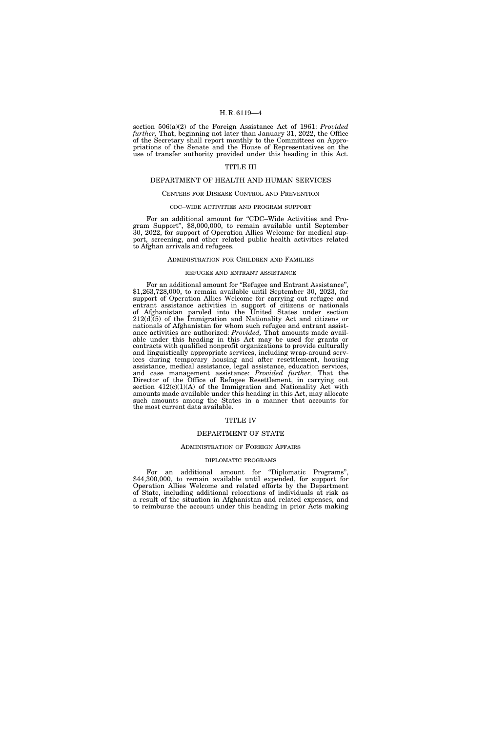section 506(a)(2) of the Foreign Assistance Act of 1961: *Provided further,* That, beginning not later than January 31, 2022, the Office of the Secretary shall report monthly to the Committees on Appropriations of the Senate and the House of Representatives on the use of transfer authority provided under this heading in this Act.

# TITLE III

# DEPARTMENT OF HEALTH AND HUMAN SERVICES

## CENTERS FOR DISEASE CONTROL AND PREVENTION

### CDC–WIDE ACTIVITIES AND PROGRAM SUPPORT

For an additional amount for "CDC–Wide Activities and Program Support", $8,000,000, to remain available until September 30, 2022, for support of Operation Allies Welcome for medical support, screening, and other related public health activities related to Afghan arrivals and refugees.

## ADMINISTRATION FOR CHILDREN AND FAMILIES

### REFUGEE AND ENTRANT ASSISTANCE

For an additional amount for "Refugee and Entrant Assistance", $1,263,728,000, to remain available until September 30, 2023, for support of Operation Allies Welcome for carrying out refugee and entrant assistance activities in support of citizens or nationals of Afghanistan paroled into the United States under section 212(d)(5) of the Immigration and Nationality Act and citizens or nationals of Afghanistan for whom such refugee and entrant assistance activities are authorized: *Provided,* That amounts made available under this heading in this Act may be used for grants or contracts with qualified nonprofit organizations to provide culturally and linguistically appropriate services, including wrap-around services during temporary housing and after resettlement, housing assistance, medical assistance, legal assistance, education services, and case management assistance: *Provided further,* That the Director of the Office of Refugee Resettlement, in carrying out section 412(c)(1)(A) of the Immigration and Nationality Act with amounts made available under this heading in this Act, may allocate such amounts among the States in a manner that accounts for the most current data available.

# TITLE IV

# DEPARTMENT OF STATE

## ADMINISTRATION OF FOREIGN AFFAIRS

### DIPLOMATIC PROGRAMS

For an additional amount for "Diplomatic Programs", $44,300,000, to remain available until expended, for support for Operation Allies Welcome and related efforts by the Department of State, including additional relocations of individuals at risk as a result of the situation in Afghanistan and related expenses, and to reimburse the account under this heading in prior Acts making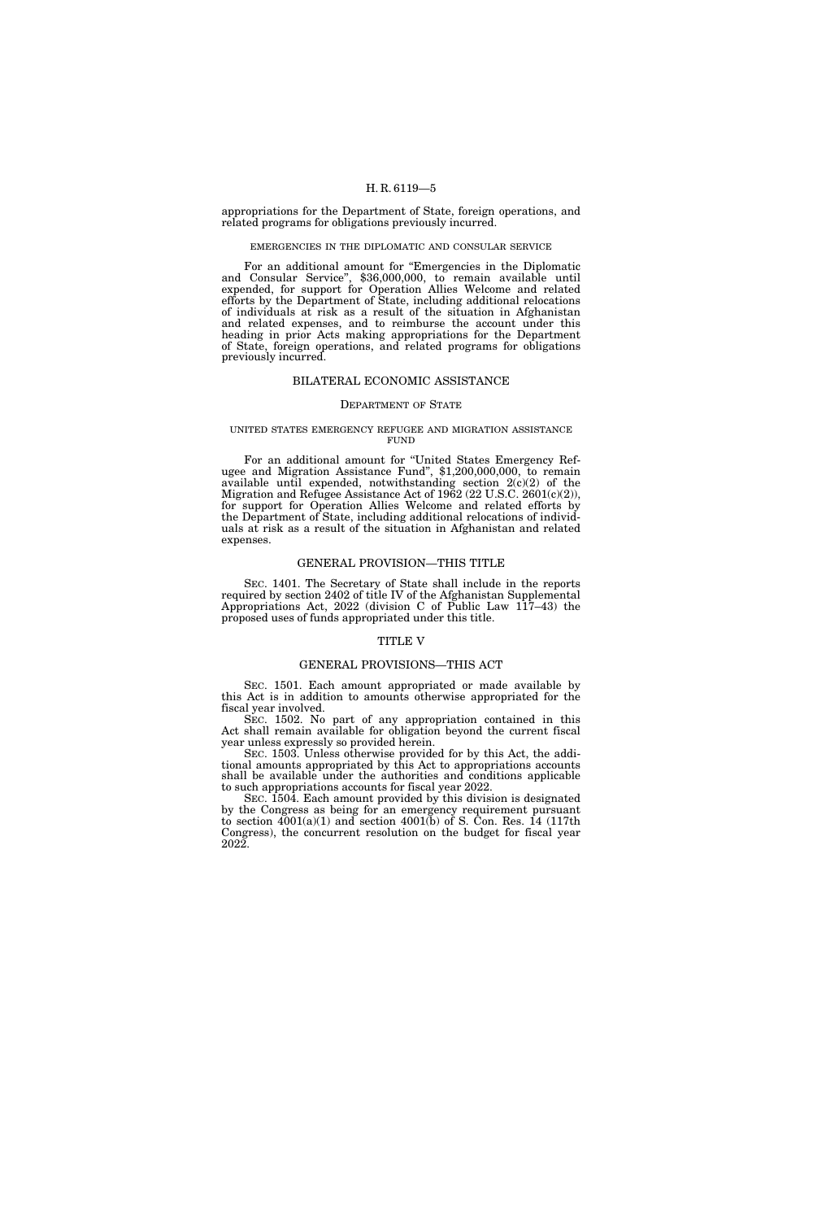appropriations for the Department of State, foreign operations, and related programs for obligations previously incurred.

#### EMERGENCIES IN THE DIPLOMATIC AND CONSULAR SERVICE

For an additional amount for "Emergencies in the Diplomatic and Consular Service", $36,000,000, to remain available until expended, for support for Operation Allies Welcome and related efforts by the Department of State, including additional relocations of individuals at risk as a result of the situation in Afghanistan and related expenses, and to reimburse the account under this heading in prior Acts making appropriations for the Department of State, foreign operations, and related programs for obligations previously incurred.

## BILATERAL ECONOMIC ASSISTANCE

### DEPARTMENT OF STATE

#### UNITED STATES EMERGENCY REFUGEE AND MIGRATION ASSISTANCE FUND

For an additional amount for "United States Emergency Refugee and Migration Assistance Fund", $1,200,000,000, to remain available until expended, notwithstanding section 2(c)(2) of the Migration and Refugee Assistance Act of 1962 (22 U.S.C. 2601(c)(2)), for support for Operation Allies Welcome and related efforts by the Department of State, including additional relocations of individuals at risk as a result of the situation in Afghanistan and related expenses.

## GENERAL PROVISION—THIS TITLE

SEC. 1401. The Secretary of State shall include in the reports required by section 2402 of title IV of the Afghanistan Supplemental Appropriations Act, 2022 (division C of Public Law 117–43) the proposed uses of funds appropriated under this title.

## TITLE V

## GENERAL PROVISIONS—THIS ACT

SEC. 1501. Each amount appropriated or made available by this Act is in addition to amounts otherwise appropriated for the fiscal year involved.

SEC. 1502. No part of any appropriation contained in this Act shall remain available for obligation beyond the current fiscal year unless expressly so provided herein.

SEC. 1503. Unless otherwise provided for by this Act, the additional amounts appropriated by this Act to appropriations accounts shall be available under the authorities and conditions applicable to such appropriations accounts for fiscal year 2022.

SEC. 1504. Each amount provided by this division is designated by the Congress as being for an emergency requirement pursuant to section 4001(a)(1) and section 4001(b) of S. Con. Res. 14 (117th Congress), the concurrent resolution on the budget for fiscal year 2022.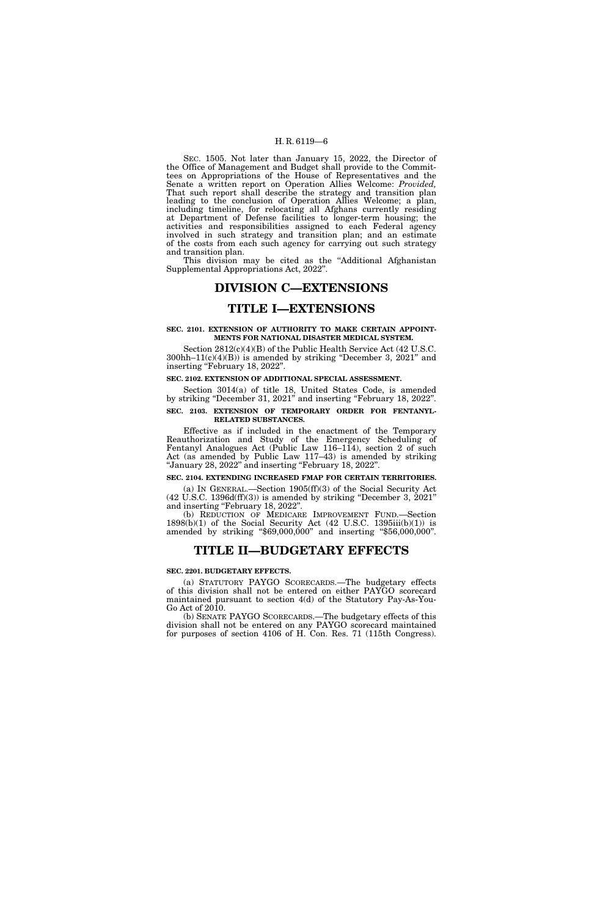SEC. 1505. Not later than January 15, 2022, the Director of the Office of Management and Budget shall provide to the Committees on Appropriations of the House of Representatives and the Senate a written report on Operation Allies Welcome: *Provided,* That such report shall describe the strategy and transition plan leading to the conclusion of Operation Allies Welcome; a plan, including timeline, for relocating all Afghans currently residing at Department of Defense facilities to longer-term housing; the activities and responsibilities assigned to each Federal agency involved in such strategy and transition plan; and an estimate of the costs from each such agency for carrying out such strategy and transition plan.

This division may be cited as the "Additional Afghanistan Supplemental Appropriations Act, 2022".

# DIVISION C—EXTENSIONS

# TITLE I—EXTENSIONS

### SEC. 2101. EXTENSION OF AUTHORITY TO MAKE CERTAIN APPOINTMENTS FOR NATIONAL DISASTER MEDICAL SYSTEM.

Section 2812(c)(4)(B) of the Public Health Service Act (42 U.S.C. 300hh–11(c)(4)(B)) is amended by striking "December 3, 2021" and inserting "February 18, 2022".

### SEC. 2102. EXTENSION OF ADDITIONAL SPECIAL ASSESSMENT.

Section 3014(a) of title 18, United States Code, is amended by striking "December 31, 2021" and inserting "February 18, 2022".

### SEC. 2103. EXTENSION OF TEMPORARY ORDER FOR FENTANYL-RELATED SUBSTANCES.

Effective as if included in the enactment of the Temporary Reauthorization and Study of the Emergency Scheduling of Fentanyl Analogues Act (Public Law 116–114), section 2 of such Act (as amended by Public Law 117–43) is amended by striking "January 28, 2022" and inserting "February 18, 2022".

### SEC. 2104. EXTENDING INCREASED FMAP FOR CERTAIN TERRITORIES.

(a) IN GENERAL.—Section 1905(ff)(3) of the Social Security Act (42 U.S.C. 1396d(ff)(3)) is amended by striking "December 3, 2021" and inserting "February 18, 2022".

(b) REDUCTION OF MEDICARE IMPROVEMENT FUND.—Section 1898(b)(1) of the Social Security Act (42 U.S.C. 1395iii(b)(1)) is amended by striking "$69,000,000" and inserting "$56,000,000".

# TITLE II—BUDGETARY EFFECTS

### SEC. 2201. BUDGETARY EFFECTS.

(a) STATUTORY PAYGO SCORECARDS.—The budgetary effects of this division shall not be entered on either PAYGO scorecard maintained pursuant to section 4(d) of the Statutory Pay-As-You-Go Act of 2010.

(b) SENATE PAYGO SCORECARDS.—The budgetary effects of this division shall not be entered on any PAYGO scorecard maintained for purposes of section 4106 of H. Con. Res. 71 (115th Congress).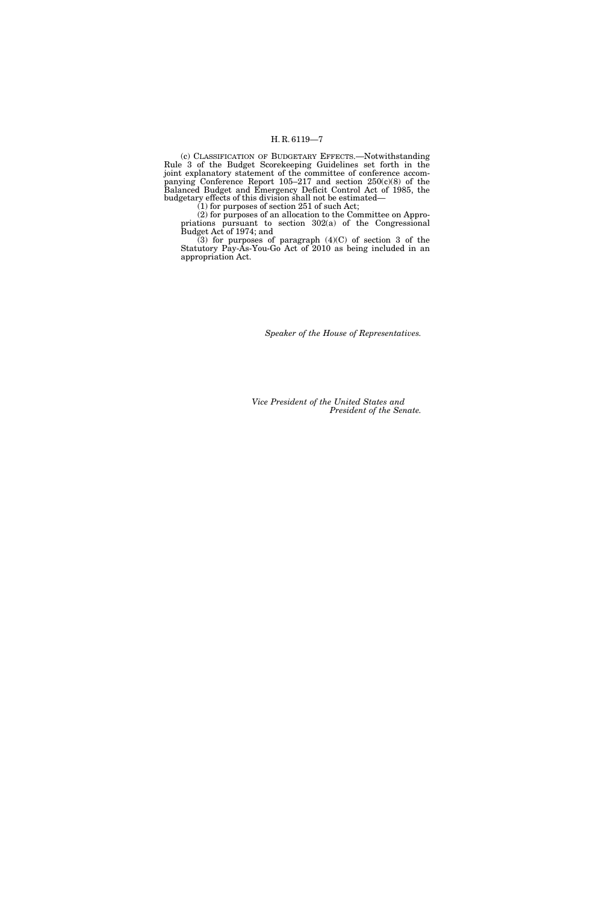(c) CLASSIFICATION OF BUDGETARY EFFECTS.—Notwithstanding Rule 3 of the Budget Scorekeeping Guidelines set forth in the joint explanatory statement of the committee of conference accompanying Conference Report 105–217 and section 250(c)(8) of the Balanced Budget and Emergency Deficit Control Act of 1985, the budgetary effects of this division shall not be estimated—

(1) for purposes of section 251 of such Act;

(2) for purposes of an allocation to the Committee on Appropriations pursuant to section 302(a) of the Congressional Budget Act of 1974; and

(3) for purposes of paragraph (4)(C) of section 3 of the Statutory Pay-As-You-Go Act of 2010 as being included in an appropriation Act.

*Speaker of the House of Representatives.*

*Vice President of the United States and President of the Senate.*